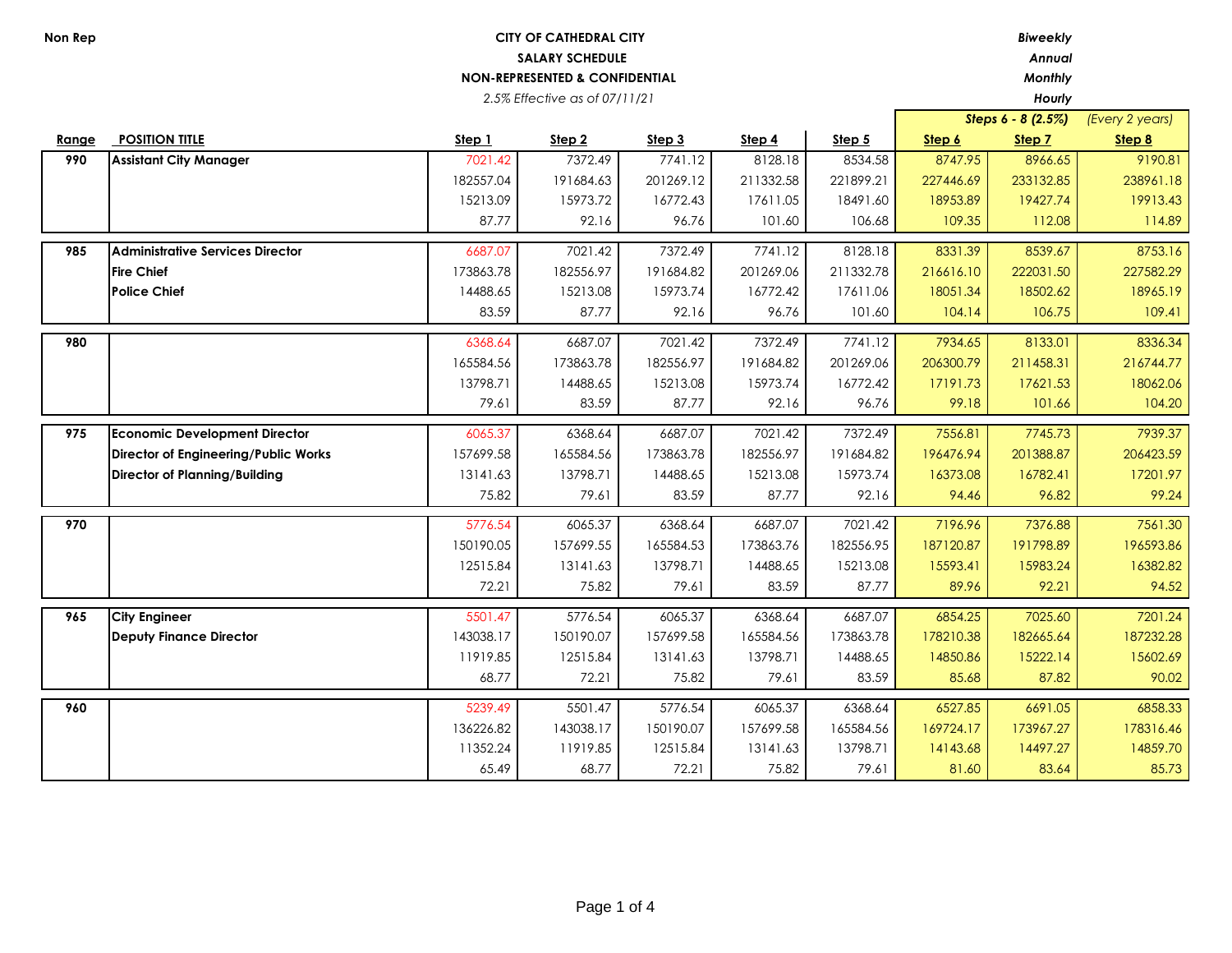Non Rep

**CITY OF CATHEDRAL CITY**
**SALARY SCHEDULE**
**NON-REPRESENTED & CONFIDENTIAL**
*2.5% Effective as of 07/11/21*

***Biweekly***
***Annual***
***Monthly***
***Hourly***

| Range | POSITION TITLE | Step 1 | Step 2 | Step 3 | Step 4 | Step 5 | Step 6 | Step 7 | Step 8 |
|---|---|---|---|---|---|---|---|---|---|
| | | | | | | | *Steps 6 - 8 (2.5%)* | | *(Every 2 years)* |
| **990** | **Assistant City Manager** | 7021.42 | 7372.49 | 7741.12 | 8128.18 | 8534.58 | 8747.95 | 8966.65 | 9190.81 |
| | | 182557.04 | 191684.63 | 201269.12 | 211332.58 | 221899.21 | 227446.69 | 233132.85 | 238961.18 |
| | | 15213.09 | 15973.72 | 16772.43 | 17611.05 | 18491.60 | 18953.89 | 19427.74 | 19913.43 |
| | | 87.77 | 92.16 | 96.76 | 101.60 | 106.68 | 109.35 | 112.08 | 114.89 |
| **985** | **Administrative Services Director** | 6687.07 | 7021.42 | 7372.49 | 7741.12 | 8128.18 | 8331.39 | 8539.67 | 8753.16 |
| | **Fire Chief** | 173863.78 | 182556.97 | 191684.82 | 201269.06 | 211332.78 | 216616.10 | 222031.50 | 227582.29 |
| | **Police Chief** | 14488.65 | 15213.08 | 15973.74 | 16772.42 | 17611.06 | 18051.34 | 18502.62 | 18965.19 |
| | | 83.59 | 87.77 | 92.16 | 96.76 | 101.60 | 104.14 | 106.75 | 109.41 |
| **980** | | 6368.64 | 6687.07 | 7021.42 | 7372.49 | 7741.12 | 7934.65 | 8133.01 | 8336.34 |
| | | 165584.56 | 173863.78 | 182556.97 | 191684.82 | 201269.06 | 206300.79 | 211458.31 | 216744.77 |
| | | 13798.71 | 14488.65 | 15213.08 | 15973.74 | 16772.42 | 17191.73 | 17621.53 | 18062.06 |
| | | 79.61 | 83.59 | 87.77 | 92.16 | 96.76 | 99.18 | 101.66 | 104.20 |
| **975** | **Economic Development Director** | 6065.37 | 6368.64 | 6687.07 | 7021.42 | 7372.49 | 7556.81 | 7745.73 | 7939.37 |
| | **Director of Engineering/Public Works** | 157699.58 | 165584.56 | 173863.78 | 182556.97 | 191684.82 | 196476.94 | 201388.87 | 206423.59 |
| | **Director of Planning/Building** | 13141.63 | 13798.71 | 14488.65 | 15213.08 | 15973.74 | 16373.08 | 16782.41 | 17201.97 |
| | | 75.82 | 79.61 | 83.59 | 87.77 | 92.16 | 94.46 | 96.82 | 99.24 |
| **970** | | 5776.54 | 6065.37 | 6368.64 | 6687.07 | 7021.42 | 7196.96 | 7376.88 | 7561.30 |
| | | 150190.05 | 157699.55 | 165584.53 | 173863.76 | 182556.95 | 187120.87 | 191798.89 | 196593.86 |
| | | 12515.84 | 13141.63 | 13798.71 | 14488.65 | 15213.08 | 15593.41 | 15983.24 | 16382.82 |
| | | 72.21 | 75.82 | 79.61 | 83.59 | 87.77 | 89.96 | 92.21 | 94.52 |
| **965** | **City Engineer** | 5501.47 | 5776.54 | 6065.37 | 6368.64 | 6687.07 | 6854.25 | 7025.60 | 7201.24 |
| | **Deputy Finance Director** | 143038.17 | 150190.07 | 157699.58 | 165584.56 | 173863.78 | 178210.38 | 182665.64 | 187232.28 |
| | | 11919.85 | 12515.84 | 13141.63 | 13798.71 | 14488.65 | 14850.86 | 15222.14 | 15602.69 |
| | | 68.77 | 72.21 | 75.82 | 79.61 | 83.59 | 85.68 | 87.82 | 90.02 |
| **960** | | 5239.49 | 5501.47 | 5776.54 | 6065.37 | 6368.64 | 6527.85 | 6691.05 | 6858.33 |
| | | 136226.82 | 143038.17 | 150190.07 | 157699.58 | 165584.56 | 169724.17 | 173967.27 | 178316.46 |
| | | 11352.24 | 11919.85 | 12515.84 | 13141.63 | 13798.71 | 14143.68 | 14497.27 | 14859.70 |
| | | 65.49 | 68.77 | 72.21 | 75.82 | 79.61 | 81.60 | 83.64 | 85.73 |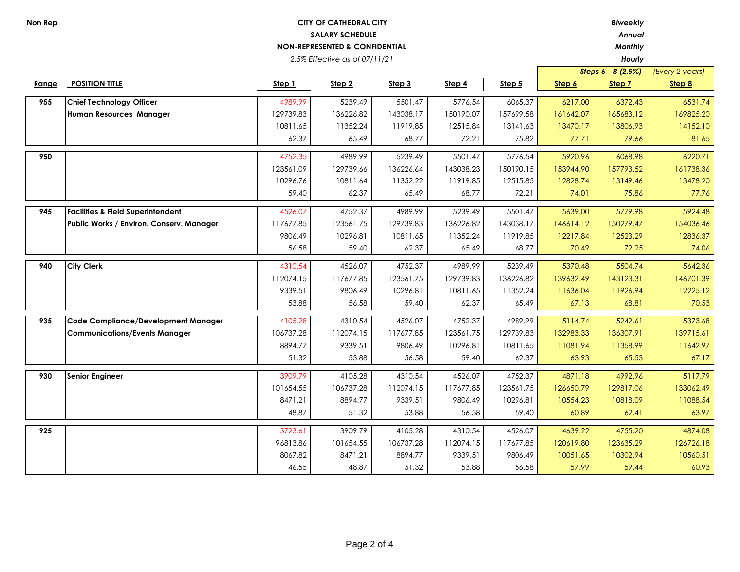Non Rep

**CITY OF CATHEDRAL CITY**
**SALARY SCHEDULE**
**NON-REPRESENTED & CONFIDENTIAL**
*2.5% Effective as of 07/11/21*

*Biweekly*
*Annual*
*Monthly*
*Hourly*

| Range | POSITION TITLE | Step 1 | Step 2 | Step 3 | Step 4 | Step 5 | Steps 6 - 8 (2.5%) Step 6 | Step 7 | (Every 2 years) Step 8 |
|---|---|---|---|---|---|---|---|---|---|
| 955 | Chief Technology Officer | 4989.99 | 5239.49 | 5501.47 | 5776.54 | 6065.37 | 6217.00 | 6372.43 | 6531.74 |
| | Human Resources Manager | 129739.83 | 136226.82 | 143038.17 | 150190.07 | 157699.58 | 161642.07 | 165683.12 | 169825.20 |
| | | 10811.65 | 11352.24 | 11919.85 | 12515.84 | 13141.63 | 13470.17 | 13806.93 | 14152.10 |
| | | 62.37 | 65.49 | 68.77 | 72.21 | 75.82 | 77.71 | 79.66 | 81.65 |
| 950 | | 4752.35 | 4989.99 | 5239.49 | 5501.47 | 5776.54 | 5920.96 | 6068.98 | 6220.71 |
| | | 123561.09 | 129739.66 | 136226.64 | 143038.23 | 150190.15 | 153944.90 | 157793.52 | 161738.36 |
| | | 10296.76 | 10811.64 | 11352.22 | 11919.85 | 12515.85 | 12828.74 | 13149.46 | 13478.20 |
| | | 59.40 | 62.37 | 65.49 | 68.77 | 72.21 | 74.01 | 75.86 | 77.76 |
| 945 | Facilities & Field Superintendent | 4526.07 | 4752.37 | 4989.99 | 5239.49 | 5501.47 | 5639.00 | 5779.98 | 5924.48 |
| | Public Works / Environ. Conserv. Manager | 117677.85 | 123561.75 | 129739.83 | 136226.82 | 143038.17 | 146614.12 | 150279.47 | 154036.46 |
| | | 9806.49 | 10296.81 | 10811.65 | 11352.24 | 11919.85 | 12217.84 | 12523.29 | 12836.37 |
| | | 56.58 | 59.40 | 62.37 | 65.49 | 68.77 | 70.49 | 72.25 | 74.06 |
| 940 | City Clerk | 4310.54 | 4526.07 | 4752.37 | 4989.99 | 5239.49 | 5370.48 | 5504.74 | 5642.36 |
| | | 112074.15 | 117677.85 | 123561.75 | 129739.83 | 136226.82 | 139632.49 | 143123.31 | 146701.39 |
| | | 9339.51 | 9806.49 | 10296.81 | 10811.65 | 11352.24 | 11636.04 | 11926.94 | 12225.12 |
| | | 53.88 | 56.58 | 59.40 | 62.37 | 65.49 | 67.13 | 68.81 | 70.53 |
| 935 | Code Compliance/Development Manager | 4105.28 | 4310.54 | 4526.07 | 4752.37 | 4989.99 | 5114.74 | 5242.61 | 5373.68 |
| | Communications/Events Manager | 106737.28 | 112074.15 | 117677.85 | 123561.75 | 129739.83 | 132983.33 | 136307.91 | 139715.61 |
| | | 8894.77 | 9339.51 | 9806.49 | 10296.81 | 10811.65 | 11081.94 | 11358.99 | 11642.97 |
| | | 51.32 | 53.88 | 56.58 | 59.40 | 62.37 | 63.93 | 65.53 | 67.17 |
| 930 | Senior Engineer | 3909.79 | 4105.28 | 4310.54 | 4526.07 | 4752.37 | 4871.18 | 4992.96 | 5117.79 |
| | | 101654.55 | 106737.28 | 112074.15 | 117677.85 | 123561.75 | 126650.79 | 129817.06 | 133062.49 |
| | | 8471.21 | 8894.77 | 9339.51 | 9806.49 | 10296.81 | 10554.23 | 10818.09 | 11088.54 |
| | | 48.87 | 51.32 | 53.88 | 56.58 | 59.40 | 60.89 | 62.41 | 63.97 |
| 925 | | 3723.61 | 3909.79 | 4105.28 | 4310.54 | 4526.07 | 4639.22 | 4755.20 | 4874.08 |
| | | 96813.86 | 101654.55 | 106737.28 | 112074.15 | 117677.85 | 120619.80 | 123635.29 | 126726.18 |
| | | 8067.82 | 8471.21 | 8894.77 | 9339.51 | 9806.49 | 10051.65 | 10302.94 | 10560.51 |
| | | 46.55 | 48.87 | 51.32 | 53.88 | 56.58 | 57.99 | 59.44 | 60.93 |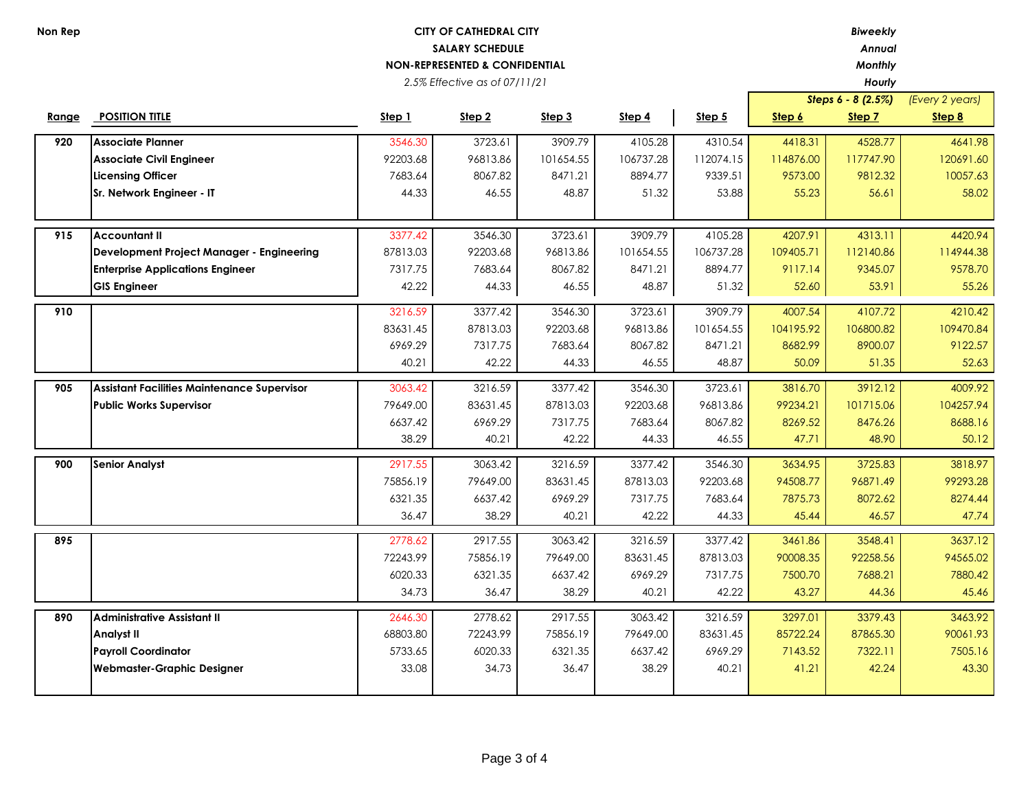Non Rep

**CITY OF CATHEDRAL CITY**
**SALARY SCHEDULE**
**NON-REPRESENTED & CONFIDENTIAL**
*2.5% Effective as of 07/11/21*

*Biweekly*
*Annual*
*Monthly*
*Hourly*

| | | | | | | | Steps 6 - 8 (2.5%) | | (Every 2 years) |
|---|---|---|---|---|---|---|---|---|---|
| **Range** | **POSITION TITLE** | **Step 1** | **Step 2** | **Step 3** | **Step 4** | **Step 5** | **Step 6** | **Step 7** | **Step 8** |
| **920** | **Associate Planner** | 3546.30 | 3723.61 | 3909.79 | 4105.28 | 4310.54 | 4418.31 | 4528.77 | 4641.98 |
| | **Associate Civil Engineer** | 92203.68 | 96813.86 | 101654.55 | 106737.28 | 112074.15 | 114876.00 | 117747.90 | 120691.60 |
| | **Licensing Officer** | 7683.64 | 8067.82 | 8471.21 | 8894.77 | 9339.51 | 9573.00 | 9812.32 | 10057.63 |
| | **Sr. Network Engineer - IT** | 44.33 | 46.55 | 48.87 | 51.32 | 53.88 | 55.23 | 56.61 | 58.02 |
| **915** | **Accountant II** | 3377.42 | 3546.30 | 3723.61 | 3909.79 | 4105.28 | 4207.91 | 4313.11 | 4420.94 |
| | **Development Project Manager - Engineering** | 87813.03 | 92203.68 | 96813.86 | 101654.55 | 106737.28 | 109405.71 | 112140.86 | 114944.38 |
| | **Enterprise Applications Engineer** | 7317.75 | 7683.64 | 8067.82 | 8471.21 | 8894.77 | 9117.14 | 9345.07 | 9578.70 |
| | **GIS Engineer** | 42.22 | 44.33 | 46.55 | 48.87 | 51.32 | 52.60 | 53.91 | 55.26 |
| **910** | | 3216.59 | 3377.42 | 3546.30 | 3723.61 | 3909.79 | 4007.54 | 4107.72 | 4210.42 |
| | | 83631.45 | 87813.03 | 92203.68 | 96813.86 | 101654.55 | 104195.92 | 106800.82 | 109470.84 |
| | | 6969.29 | 7317.75 | 7683.64 | 8067.82 | 8471.21 | 8682.99 | 8900.07 | 9122.57 |
| | | 40.21 | 42.22 | 44.33 | 46.55 | 48.87 | 50.09 | 51.35 | 52.63 |
| **905** | **Assistant Facilities Maintenance Supervisor** | 3063.42 | 3216.59 | 3377.42 | 3546.30 | 3723.61 | 3816.70 | 3912.12 | 4009.92 |
| | **Public Works Supervisor** | 79649.00 | 83631.45 | 87813.03 | 92203.68 | 96813.86 | 99234.21 | 101715.06 | 104257.94 |
| | | 6637.42 | 6969.29 | 7317.75 | 7683.64 | 8067.82 | 8269.52 | 8476.26 | 8688.16 |
| | | 38.29 | 40.21 | 42.22 | 44.33 | 46.55 | 47.71 | 48.90 | 50.12 |
| **900** | **Senior Analyst** | 2917.55 | 3063.42 | 3216.59 | 3377.42 | 3546.30 | 3634.95 | 3725.83 | 3818.97 |
| | | 75856.19 | 79649.00 | 83631.45 | 87813.03 | 92203.68 | 94508.77 | 96871.49 | 99293.28 |
| | | 6321.35 | 6637.42 | 6969.29 | 7317.75 | 7683.64 | 7875.73 | 8072.62 | 8274.44 |
| | | 36.47 | 38.29 | 40.21 | 42.22 | 44.33 | 45.44 | 46.57 | 47.74 |
| **895** | | 2778.62 | 2917.55 | 3063.42 | 3216.59 | 3377.42 | 3461.86 | 3548.41 | 3637.12 |
| | | 72243.99 | 75856.19 | 79649.00 | 83631.45 | 87813.03 | 90008.35 | 92258.56 | 94565.02 |
| | | 6020.33 | 6321.35 | 6637.42 | 6969.29 | 7317.75 | 7500.70 | 7688.21 | 7880.42 |
| | | 34.73 | 36.47 | 38.29 | 40.21 | 42.22 | 43.27 | 44.36 | 45.46 |
| **890** | **Administrative Assistant II** | 2646.30 | 2778.62 | 2917.55 | 3063.42 | 3216.59 | 3297.01 | 3379.43 | 3463.92 |
| | **Analyst II** | 68803.80 | 72243.99 | 75856.19 | 79649.00 | 83631.45 | 85722.24 | 87865.30 | 90061.93 |
| | **Payroll Coordinator** | 5733.65 | 6020.33 | 6321.35 | 6637.42 | 6969.29 | 7143.52 | 7322.11 | 7505.16 |
| | **Webmaster-Graphic Designer** | 33.08 | 34.73 | 36.47 | 38.29 | 40.21 | 41.21 | 42.24 | 43.30 |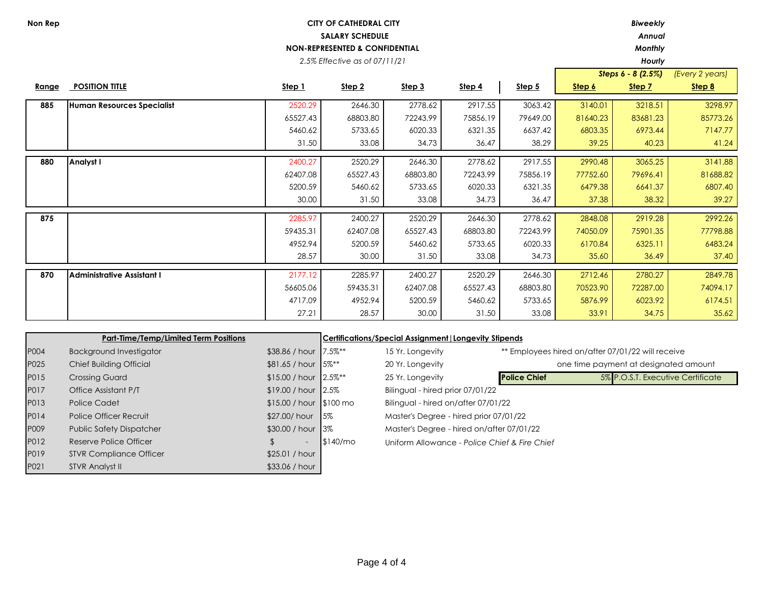Non Rep

**CITY OF CATHEDRAL CITY**
**SALARY SCHEDULE**
**NON-REPRESENTED & CONFIDENTIAL**
*2.5% Effective as of 07/11/21*

*Biweekly*
*Annual*
*Monthly*
*Hourly*

| Range | POSITION TITLE | Step 1 | Step 2 | Step 3 | Step 4 | Step 5 | Step 6 | Step 7 | Step 8 |
|---|---|---|---|---|---|---|---|---|---|
| | | | | | | | Steps 6 - 8 (2.5%) | | (Every 2 years) |
| 885 | Human Resources Specialist | 2520.29 | 2646.30 | 2778.62 | 2917.55 | 3063.42 | 3140.01 | 3218.51 | 3298.97 |
| | | 65527.43 | 68803.80 | 72243.99 | 75856.19 | 79649.00 | 81640.23 | 83681.23 | 85773.26 |
| | | 5460.62 | 5733.65 | 6020.33 | 6321.35 | 6637.42 | 6803.35 | 6973.44 | 7147.77 |
| | | 31.50 | 33.08 | 34.73 | 36.47 | 38.29 | 39.25 | 40.23 | 41.24 |
| 880 | Analyst I | 2400.27 | 2520.29 | 2646.30 | 2778.62 | 2917.55 | 2990.48 | 3065.25 | 3141.88 |
| | | 62407.08 | 65527.43 | 68803.80 | 72243.99 | 75856.19 | 77752.60 | 79696.41 | 81688.82 |
| | | 5200.59 | 5460.62 | 5733.65 | 6020.33 | 6321.35 | 6479.38 | 6641.37 | 6807.40 |
| | | 30.00 | 31.50 | 33.08 | 34.73 | 36.47 | 37.38 | 38.32 | 39.27 |
| 875 | | 2285.97 | 2400.27 | 2520.29 | 2646.30 | 2778.62 | 2848.08 | 2919.28 | 2992.26 |
| | | 59435.31 | 62407.08 | 65527.43 | 68803.80 | 72243.99 | 74050.09 | 75901.35 | 77798.88 |
| | | 4952.94 | 5200.59 | 5460.62 | 5733.65 | 6020.33 | 6170.84 | 6325.11 | 6483.24 |
| | | 28.57 | 30.00 | 31.50 | 33.08 | 34.73 | 35.60 | 36.49 | 37.40 |
| 870 | Administrative Assistant I | 2177.12 | 2285.97 | 2400.27 | 2520.29 | 2646.30 | 2712.46 | 2780.27 | 2849.78 |
| | | 56605.06 | 59435.31 | 62407.08 | 65527.43 | 68803.80 | 70523.90 | 72287.00 | 74094.17 |
| | | 4717.09 | 4952.94 | 5200.59 | 5460.62 | 5733.65 | 5876.99 | 6023.92 | 6174.51 |
| | | 27.21 | 28.57 | 30.00 | 31.50 | 33.08 | 33.91 | 34.75 | 35.62 |

| Part-Time/Temp/Limited Term Positions | | |
|---|---|---|
| P004 | Background Investigator | $38.86 / hour |
| P025 | Chief Building Official | $81.65 / hour |
| P015 | Crossing Guard | $15.00 / hour |
| P017 | Office Assistant P/T | $19.00 / hour |
| P013 | Police Cadet | $15.00 / hour |
| P014 | Police Officer Recruit | $27.00/ hour |
| P009 | Public Safety Dispatcher | $30.00 / hour |
| P012 | Reserve Police Officer | $ - |
| P019 | STVR Compliance Officer | $25.01 / hour |
| P021 | STVR Analyst II | $33.06 / hour |

| Certifications/Special Assignment \| Longevity Stipends | |
|---|---|
| 7.5%** | 15 Yr. Longevity |
| 5%** | 20 Yr. Longevity |
| 2.5%** | 25 Yr. Longevity |
| 2.5% | Bilingual - hired prior 07/01/22 |
| $100 mo | Bilingual - hired on/after 07/01/22 |
| 5% | Master's Degree - hired prior 07/01/22 |
| 3% | Master's Degree - hired on/after 07/01/22 |
| $140/mo | Uniform Allowance - *Police Chief & Fire Chief* |

** Employees hired on/after 07/01/22 will receive one time payment at designated amount

| Police Chief | 5% | P.O.S.T. Executive Certificate |
|---|---|---|